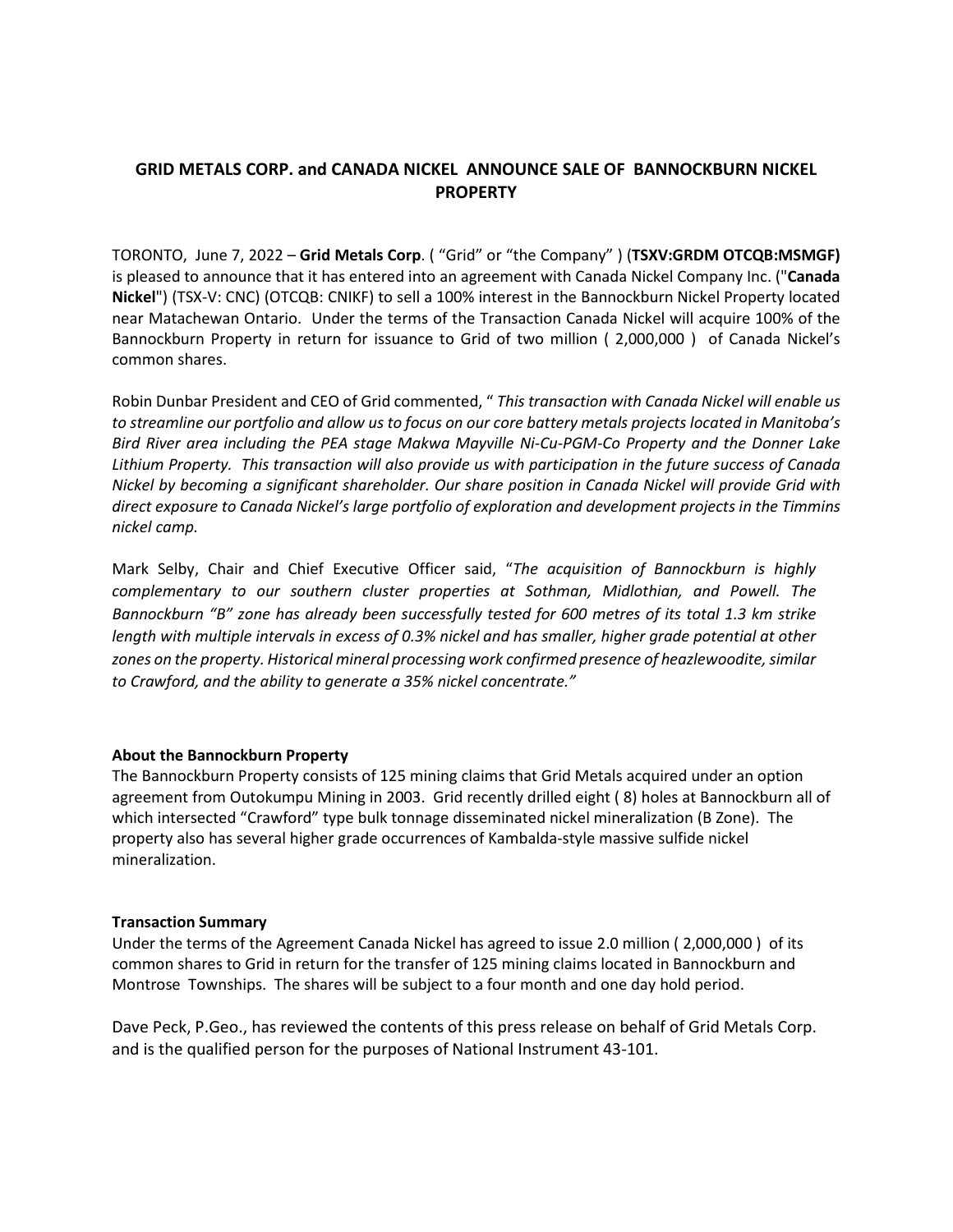# GRID METALS CORP. and CANADA NICKEL ANNOUNCE SALE OF BANNOCKBURN NICKEL PROPERTY

TORONTO, June 7, 2022 – **Grid Metals Corp**. ( "Grid" or "the Company" ) (**TSXV:GRDM OTCQB:MSMGF)** is pleased to announce that it has entered into an agreement with Canada Nickel Company Inc. ("**Canada Nickel**") (TSX-V: CNC) (OTCQB: CNIKF) to sell a 100% interest in the Bannockburn Nickel Property located near Matachewan Ontario. Under the terms of the Transaction Canada Nickel will acquire 100% of the Bannockburn Property in return for issuance to Grid of two million ( 2,000,000 ) of Canada Nickel's common shares.

Robin Dunbar President and CEO of Grid commented, " *This transaction with Canada Nickel will enable us to streamline our portfolio and allow us to focus on our core battery metals projects located in Manitoba's Bird River area including the PEA stage Makwa Mayville Ni-Cu-PGM-Co Property and the Donner Lake Lithium Property. This transaction will also provide us with participation in the future success of Canada Nickel by becoming a significant shareholder. Our share position in Canada Nickel will provide Grid with direct exposure to Canada Nickel's large portfolio of exploration and development projects in the Timmins nickel camp.*

Mark Selby, Chair and Chief Executive Officer said, "*The acquisition of Bannockburn is highly complementary to our southern cluster properties at Sothman, Midlothian, and Powell. The Bannockburn "B" zone has already been successfully tested for 600 metres of its total 1.3 km strike length with multiple intervals in excess of 0.3% nickel and has smaller, higher grade potential at other zones on the property. Historical mineral processing work confirmed presence of heazlewoodite, similar to Crawford, and the ability to generate a 35% nickel concentrate."*

**About the Bannockburn Property**

The Bannockburn Property consists of 125 mining claims that Grid Metals acquired under an option agreement from Outokumpu Mining in 2003. Grid recently drilled eight ( 8) holes at Bannockburn all of which intersected "Crawford" type bulk tonnage disseminated nickel mineralization (B Zone). The property also has several higher grade occurrences of Kambalda-style massive sulfide nickel mineralization.

**Transaction Summary**

Under the terms of the Agreement Canada Nickel has agreed to issue 2.0 million ( 2,000,000 ) of its common shares to Grid in return for the transfer of 125 mining claims located in Bannockburn and Montrose Townships. The shares will be subject to a four month and one day hold period.

Dave Peck, P.Geo., has reviewed the contents of this press release on behalf of Grid Metals Corp. and is the qualified person for the purposes of National Instrument 43-101.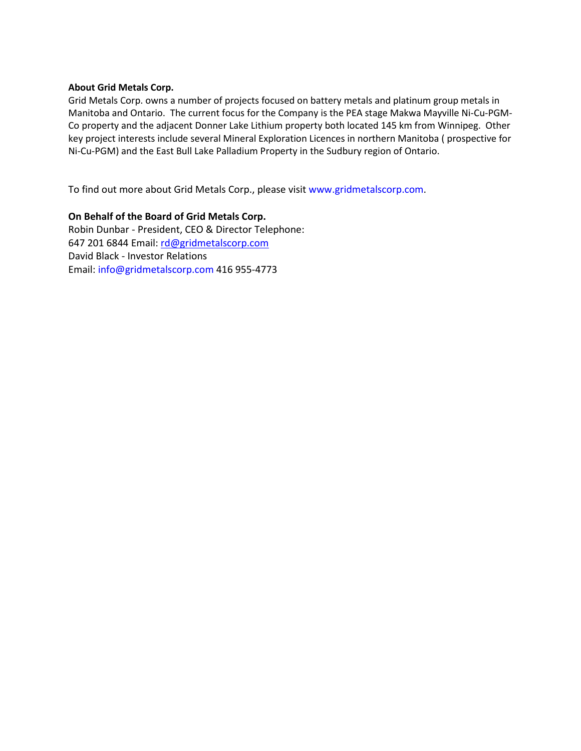**About Grid Metals Corp.**

Grid Metals Corp. owns a number of projects focused on battery metals and platinum group metals in Manitoba and Ontario. The current focus for the Company is the PEA stage Makwa Mayville Ni-Cu-PGM-Co property and the adjacent Donner Lake Lithium property both located 145 km from Winnipeg. Other key project interests include several Mineral Exploration Licences in northern Manitoba ( prospective for Ni-Cu-PGM) and the East Bull Lake Palladium Property in the Sudbury region of Ontario.

To find out more about Grid Metals Corp., please visit www.gridmetalscorp.com.

**On Behalf of the Board of Grid Metals Corp.**

Robin Dunbar - President, CEO & Director Telephone:
647 201 6844 Email: rd@gridmetalscorp.com
David Black - Investor Relations
Email: info@gridmetalscorp.com 416 955-4773